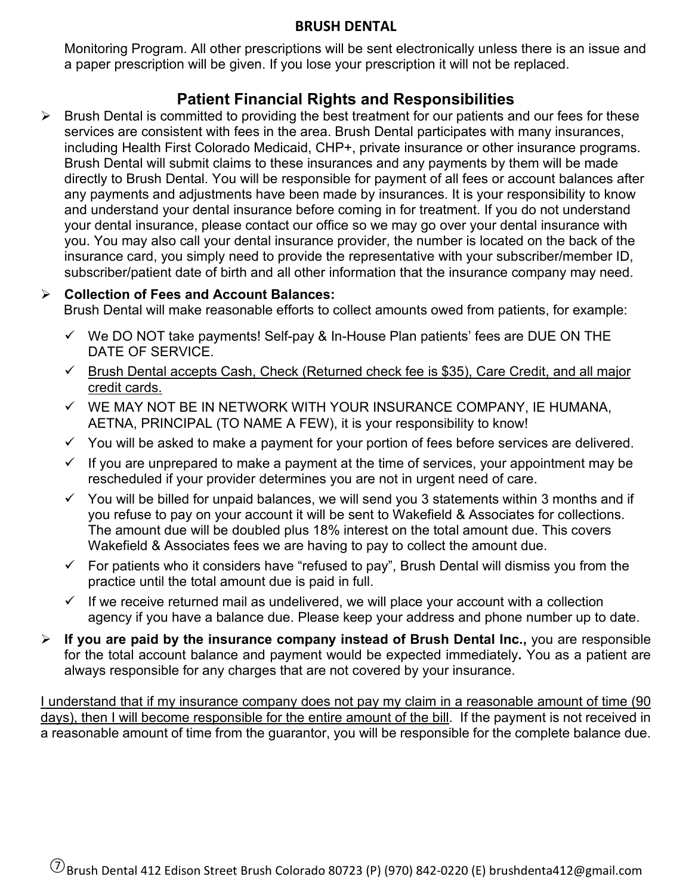Monitoring Program. All other prescriptions will be sent electronically unless there is an issue and a paper prescription will be given. If you lose your prescription it will not be replaced.

## Patient Financial Rights and Responsibilities

- Brush Dental is committed to providing the best treatment for our patients and our fees for these services are consistent with fees in the area. Brush Dental participates with many insurances, including Health First Colorado Medicaid, CHP+, private insurance or other insurance programs. Brush Dental will submit claims to these insurances and any payments by them will be made directly to Brush Dental. You will be responsible for payment of all fees or account balances after any payments and adjustments have been made by insurances. It is your responsibility to know and understand your dental insurance before coming in for treatment. If you do not understand your dental insurance, please contact our office so we may go over your dental insurance with you. You may also call your dental insurance provider, the number is located on the back of the insurance card, you simply need to provide the representative with your subscriber/member ID, subscriber/patient date of birth and all other information that the insurance company may need.
- **Collection of Fees and Account Balances:**
  Brush Dental will make reasonable efforts to collect amounts owed from patients, for example:
  - ✓ We DO NOT take payments! Self-pay & In-House Plan patients' fees are DUE ON THE DATE OF SERVICE.
  - ✓ <u>Brush Dental accepts Cash, Check (Returned check fee is $35), Care Credit, and all major credit cards.</u>
  - ✓ WE MAY NOT BE IN NETWORK WITH YOUR INSURANCE COMPANY, IE HUMANA, AETNA, PRINCIPAL (TO NAME A FEW), it is your responsibility to know!
  - ✓ You will be asked to make a payment for your portion of fees before services are delivered.
  - ✓ If you are unprepared to make a payment at the time of services, your appointment may be rescheduled if your provider determines you are not in urgent need of care.
  - ✓ You will be billed for unpaid balances, we will send you 3 statements within 3 months and if you refuse to pay on your account it will be sent to Wakefield & Associates for collections. The amount due will be doubled plus 18% interest on the total amount due. This covers Wakefield & Associates fees we are having to pay to collect the amount due.
  - ✓ For patients who it considers have "refused to pay", Brush Dental will dismiss you from the practice until the total amount due is paid in full.
  - ✓ If we receive returned mail as undelivered, we will place your account with a collection agency if you have a balance due. Please keep your address and phone number up to date.
- **If you are paid by the insurance company instead of Brush Dental Inc.,** you are responsible for the total account balance and payment would be expected immediately**.** You as a patient are always responsible for any charges that are not covered by your insurance.

<u>I understand that if my insurance company does not pay my claim in a reasonable amount of time (90 days), then I will become responsible for the entire amount of the bill</u>. If the payment is not received in a reasonable amount of time from the guarantor, you will be responsible for the complete balance due.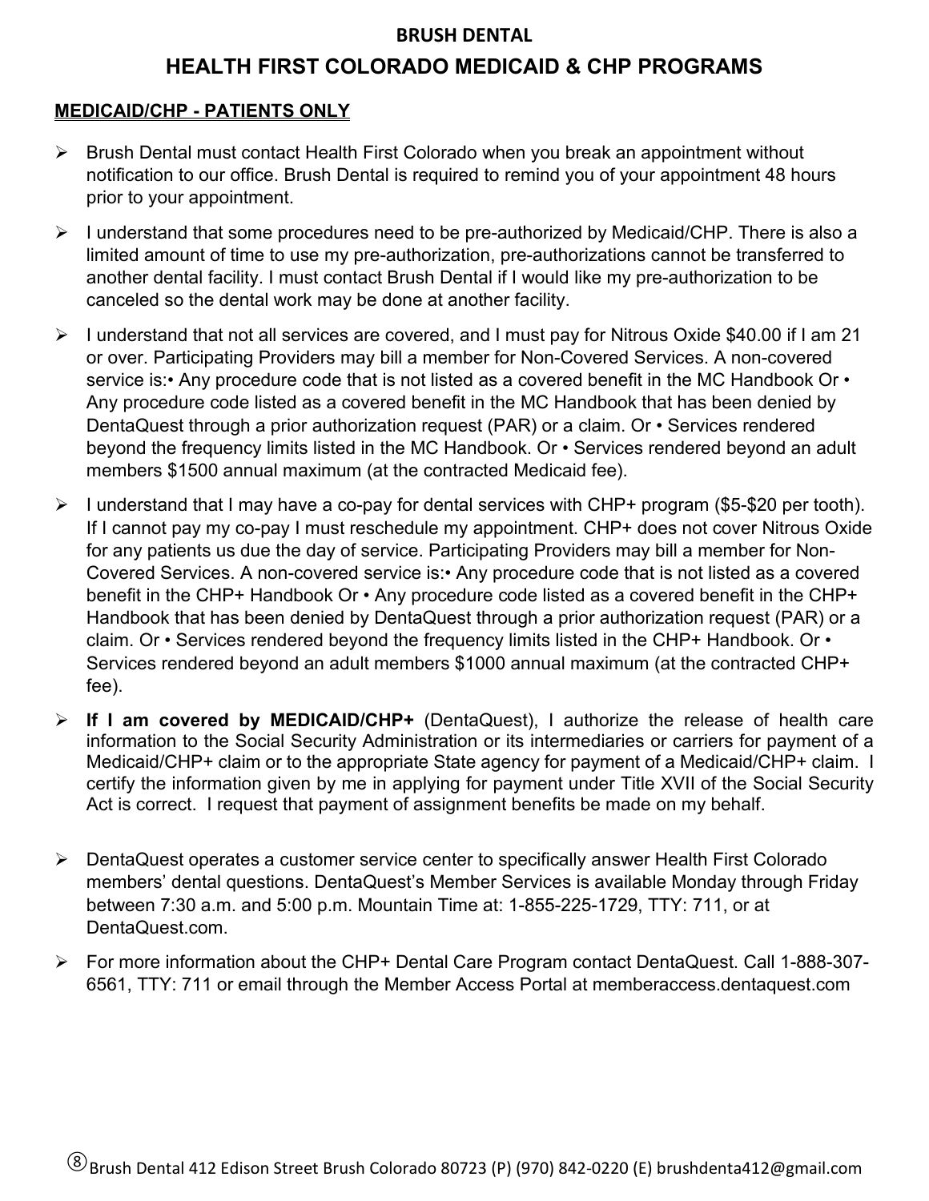# BRUSH DENTAL

## HEALTH FIRST COLORADO MEDICAID & CHP PROGRAMS

**MEDICAID/CHP - PATIENTS ONLY**

- Brush Dental must contact Health First Colorado when you break an appointment without notification to our office. Brush Dental is required to remind you of your appointment 48 hours prior to your appointment.
- I understand that some procedures need to be pre-authorized by Medicaid/CHP. There is also a limited amount of time to use my pre-authorization, pre-authorizations cannot be transferred to another dental facility. I must contact Brush Dental if I would like my pre-authorization to be canceled so the dental work may be done at another facility.
- I understand that not all services are covered, and I must pay for Nitrous Oxide $40.00 if I am 21 or over. Participating Providers may bill a member for Non-Covered Services. A non-covered service is:• Any procedure code that is not listed as a covered benefit in the MC Handbook Or • Any procedure code listed as a covered benefit in the MC Handbook that has been denied by DentaQuest through a prior authorization request (PAR) or a claim. Or • Services rendered beyond the frequency limits listed in the MC Handbook. Or • Services rendered beyond an adult members $1500 annual maximum (at the contracted Medicaid fee).
- I understand that I may have a co-pay for dental services with CHP+ program ($5-$20 per tooth). If I cannot pay my co-pay I must reschedule my appointment. CHP+ does not cover Nitrous Oxide for any patients us due the day of service. Participating Providers may bill a member for Non-Covered Services. A non-covered service is:• Any procedure code that is not listed as a covered benefit in the CHP+ Handbook Or • Any procedure code listed as a covered benefit in the CHP+ Handbook that has been denied by DentaQuest through a prior authorization request (PAR) or a claim. Or • Services rendered beyond the frequency limits listed in the CHP+ Handbook. Or • Services rendered beyond an adult members $1000 annual maximum (at the contracted CHP+ fee).
- **If I am covered by MEDICAID/CHP+** (DentaQuest), I authorize the release of health care information to the Social Security Administration or its intermediaries or carriers for payment of a Medicaid/CHP+ claim or to the appropriate State agency for payment of a Medicaid/CHP+ claim. I certify the information given by me in applying for payment under Title XVII of the Social Security Act is correct. I request that payment of assignment benefits be made on my behalf.
- DentaQuest operates a customer service center to specifically answer Health First Colorado members' dental questions. DentaQuest's Member Services is available Monday through Friday between 7:30 a.m. and 5:00 p.m. Mountain Time at: 1-855-225-1729, TTY: 711, or at DentaQuest.com.
- For more information about the CHP+ Dental Care Program contact DentaQuest. Call 1-888-307-6561, TTY: 711 or email through the Member Access Portal at memberaccess.dentaquest.com

Brush Dental 412 Edison Street Brush Colorado 80723 (P) (970) 842-0220 (E) brushdenta412@gmail.com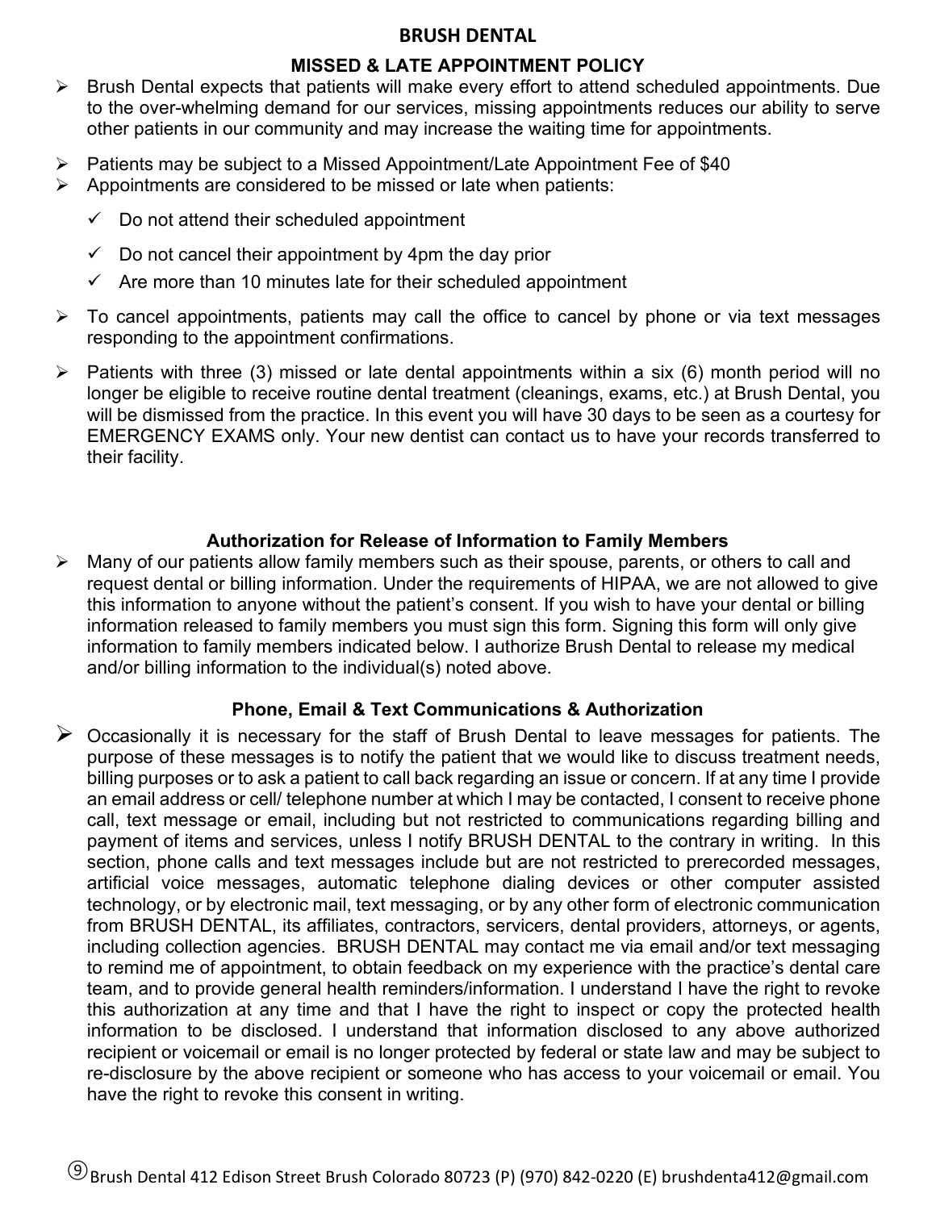# BRUSH DENTAL

## MISSED & LATE APPOINTMENT POLICY

- Brush Dental expects that patients will make every effort to attend scheduled appointments. Due to the over-whelming demand for our services, missing appointments reduces our ability to serve other patients in our community and may increase the waiting time for appointments.
- Patients may be subject to a Missed Appointment/Late Appointment Fee of $40
- Appointments are considered to be missed or late when patients:
  - ✓ Do not attend their scheduled appointment
  - ✓ Do not cancel their appointment by 4pm the day prior
  - ✓ Are more than 10 minutes late for their scheduled appointment
- To cancel appointments, patients may call the office to cancel by phone or via text messages responding to the appointment confirmations.
- Patients with three (3) missed or late dental appointments within a six (6) month period will no longer be eligible to receive routine dental treatment (cleanings, exams, etc.) at Brush Dental, you will be dismissed from the practice. In this event you will have 30 days to be seen as a courtesy for EMERGENCY EXAMS only. Your new dentist can contact us to have your records transferred to their facility.

## Authorization for Release of Information to Family Members

- Many of our patients allow family members such as their spouse, parents, or others to call and request dental or billing information. Under the requirements of HIPAA, we are not allowed to give this information to anyone without the patient's consent. If you wish to have your dental or billing information released to family members you must sign this form. Signing this form will only give information to family members indicated below. I authorize Brush Dental to release my medical and/or billing information to the individual(s) noted above.

## Phone, Email & Text Communications & Authorization

- Occasionally it is necessary for the staff of Brush Dental to leave messages for patients. The purpose of these messages is to notify the patient that we would like to discuss treatment needs, billing purposes or to ask a patient to call back regarding an issue or concern. If at any time I provide an email address or cell/ telephone number at which I may be contacted, I consent to receive phone call, text message or email, including but not restricted to communications regarding billing and payment of items and services, unless I notify BRUSH DENTAL to the contrary in writing. In this section, phone calls and text messages include but are not restricted to prerecorded messages, artificial voice messages, automatic telephone dialing devices or other computer assisted technology, or by electronic mail, text messaging, or by any other form of electronic communication from BRUSH DENTAL, its affiliates, contractors, servicers, dental providers, attorneys, or agents, including collection agencies. BRUSH DENTAL may contact me via email and/or text messaging to remind me of appointment, to obtain feedback on my experience with the practice's dental care team, and to provide general health reminders/information. I understand I have the right to revoke this authorization at any time and that I have the right to inspect or copy the protected health information to be disclosed. I understand that information disclosed to any above authorized recipient or voicemail or email is no longer protected by federal or state law and may be subject to re-disclosure by the above recipient or someone who has access to your voicemail or email. You have the right to revoke this consent in writing.

Brush Dental 412 Edison Street Brush Colorado 80723 (P) (970) 842-0220 (E) brushdenta412@gmail.com